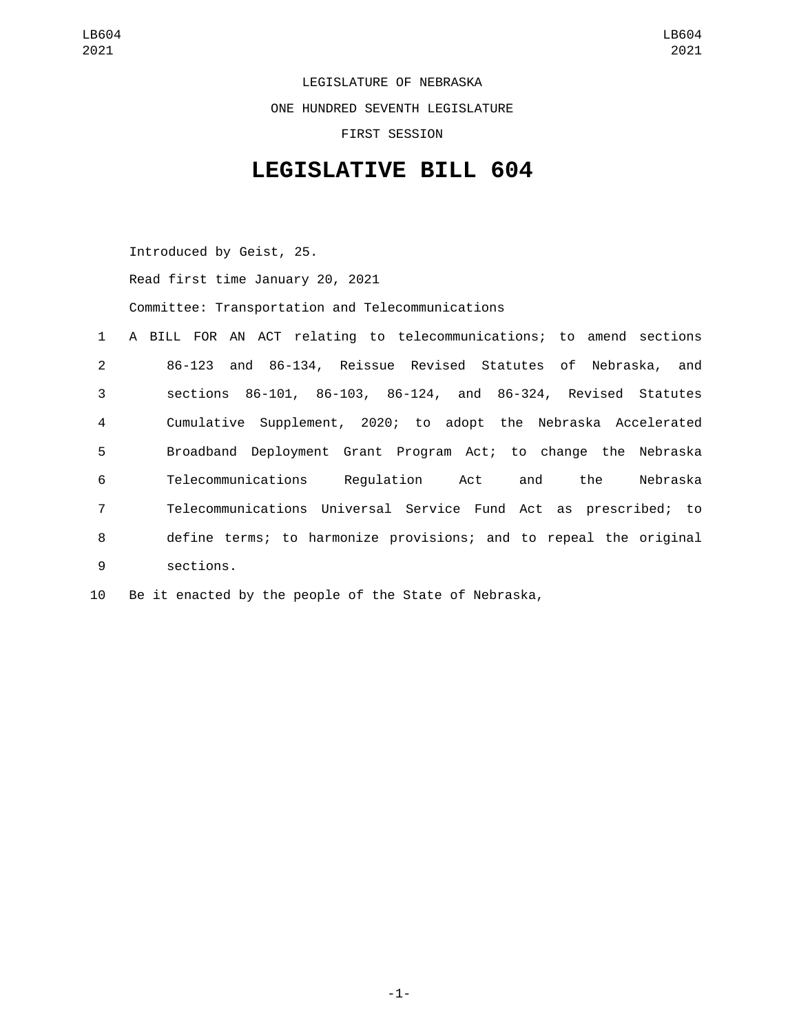LEGISLATURE OF NEBRASKA

ONE HUNDRED SEVENTH LEGISLATURE

FIRST SESSION

# LEGISLATIVE BILL 604

Introduced by Geist, 25.

Read first time January 20, 2021

Committee: Transportation and Telecommunications

A BILL FOR AN ACT relating to telecommunications; to amend sections 86-123 and 86-134, Reissue Revised Statutes of Nebraska, and sections 86-101, 86-103, 86-124, and 86-324, Revised Statutes Cumulative Supplement, 2020; to adopt the Nebraska Accelerated Broadband Deployment Grant Program Act; to change the Nebraska Telecommunications Regulation Act and the Nebraska Telecommunications Universal Service Fund Act as prescribed; to define terms; to harmonize provisions; and to repeal the original sections.

Be it enacted by the people of the State of Nebraska,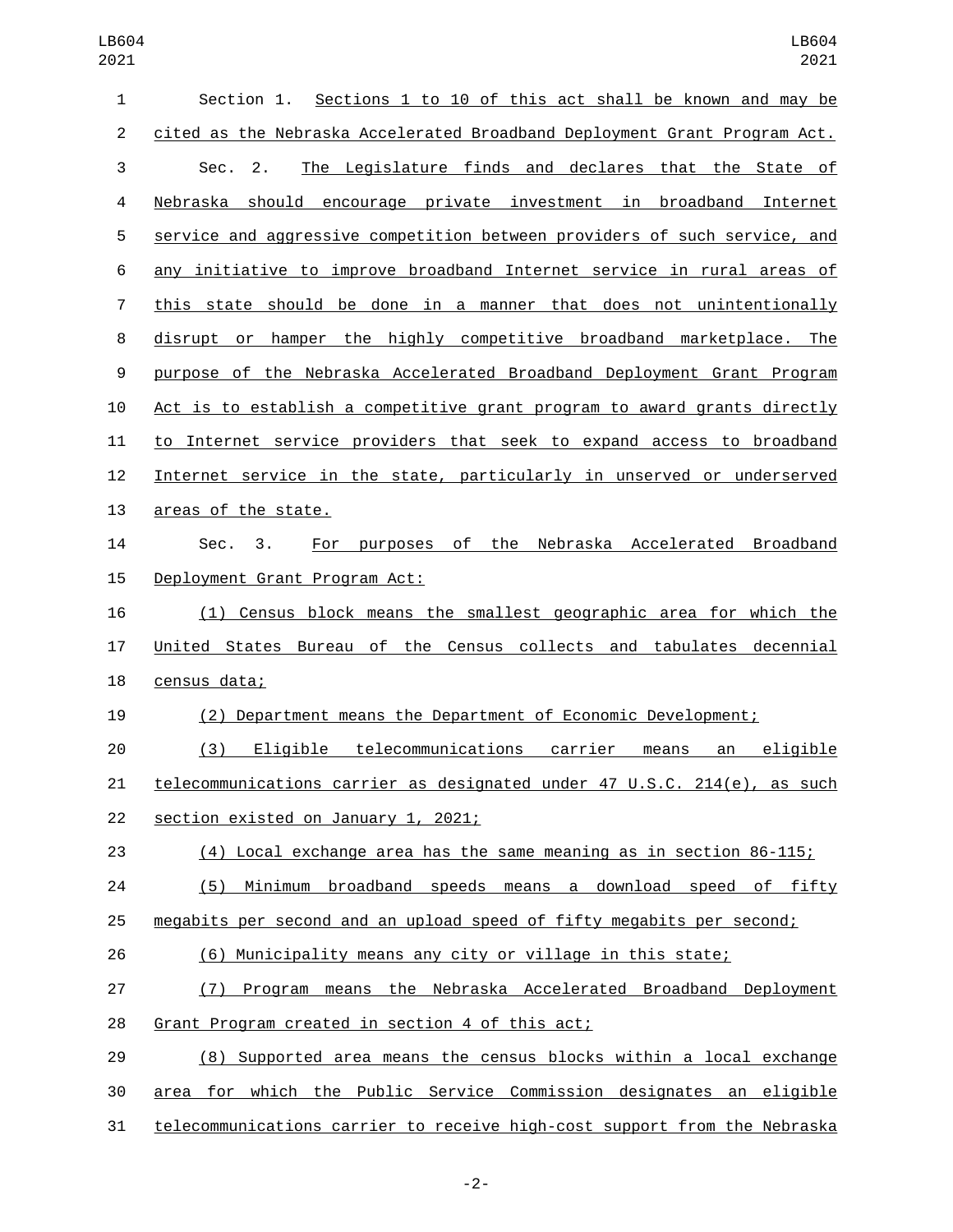Section 1. Sections 1 to 10 of this act shall be known and may be cited as the Nebraska Accelerated Broadband Deployment Grant Program Act.

Sec. 2. The Legislature finds and declares that the State of Nebraska should encourage private investment in broadband Internet service and aggressive competition between providers of such service, and any initiative to improve broadband Internet service in rural areas of this state should be done in a manner that does not unintentionally disrupt or hamper the highly competitive broadband marketplace. The purpose of the Nebraska Accelerated Broadband Deployment Grant Program Act is to establish a competitive grant program to award grants directly to Internet service providers that seek to expand access to broadband Internet service in the state, particularly in unserved or underserved areas of the state.

Sec. 3. For purposes of the Nebraska Accelerated Broadband Deployment Grant Program Act:

(1) Census block means the smallest geographic area for which the United States Bureau of the Census collects and tabulates decennial census data;

(2) Department means the Department of Economic Development;

(3) Eligible telecommunications carrier means an eligible telecommunications carrier as designated under 47 U.S.C. 214(e), as such section existed on January 1, 2021;

(4) Local exchange area has the same meaning as in section 86-115;

(5) Minimum broadband speeds means a download speed of fifty megabits per second and an upload speed of fifty megabits per second;

(6) Municipality means any city or village in this state;

(7) Program means the Nebraska Accelerated Broadband Deployment Grant Program created in section 4 of this act;

(8) Supported area means the census blocks within a local exchange area for which the Public Service Commission designates an eligible telecommunications carrier to receive high-cost support from the Nebraska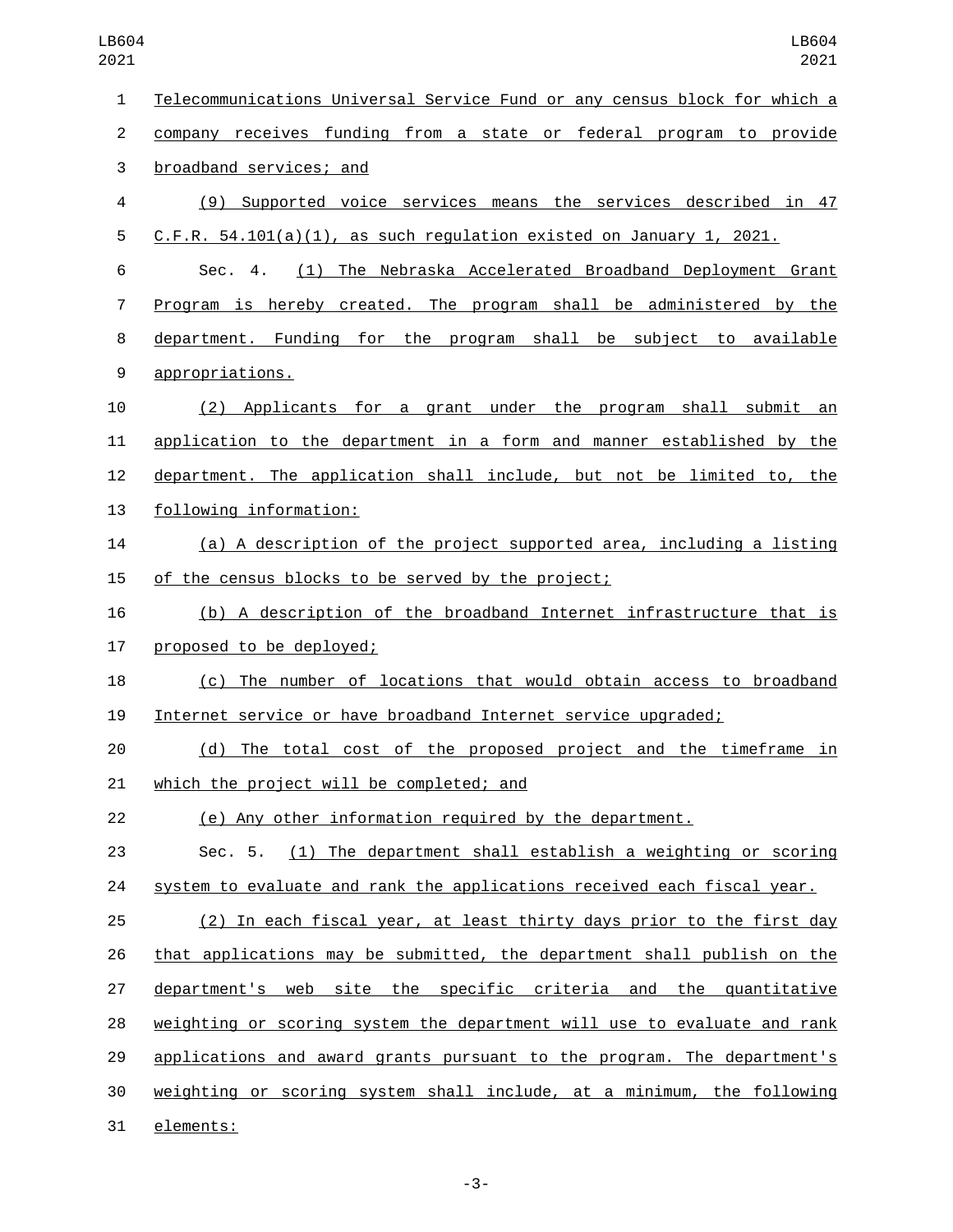Telecommunications Universal Service Fund or any census block for which a company receives funding from a state or federal program to provide broadband services; and

(9) Supported voice services means the services described in 47 C.F.R. 54.101(a)(1), as such regulation existed on January 1, 2021.

Sec. 4. (1) The Nebraska Accelerated Broadband Deployment Grant Program is hereby created. The program shall be administered by the department. Funding for the program shall be subject to available appropriations.

(2) Applicants for a grant under the program shall submit an application to the department in a form and manner established by the department. The application shall include, but not be limited to, the following information:

(a) A description of the project supported area, including a listing of the census blocks to be served by the project;

(b) A description of the broadband Internet infrastructure that is proposed to be deployed;

(c) The number of locations that would obtain access to broadband Internet service or have broadband Internet service upgraded;

(d) The total cost of the proposed project and the timeframe in which the project will be completed; and

(e) Any other information required by the department.

Sec. 5. (1) The department shall establish a weighting or scoring system to evaluate and rank the applications received each fiscal year.

(2) In each fiscal year, at least thirty days prior to the first day that applications may be submitted, the department shall publish on the department's web site the specific criteria and the quantitative weighting or scoring system the department will use to evaluate and rank applications and award grants pursuant to the program. The department's weighting or scoring system shall include, at a minimum, the following elements: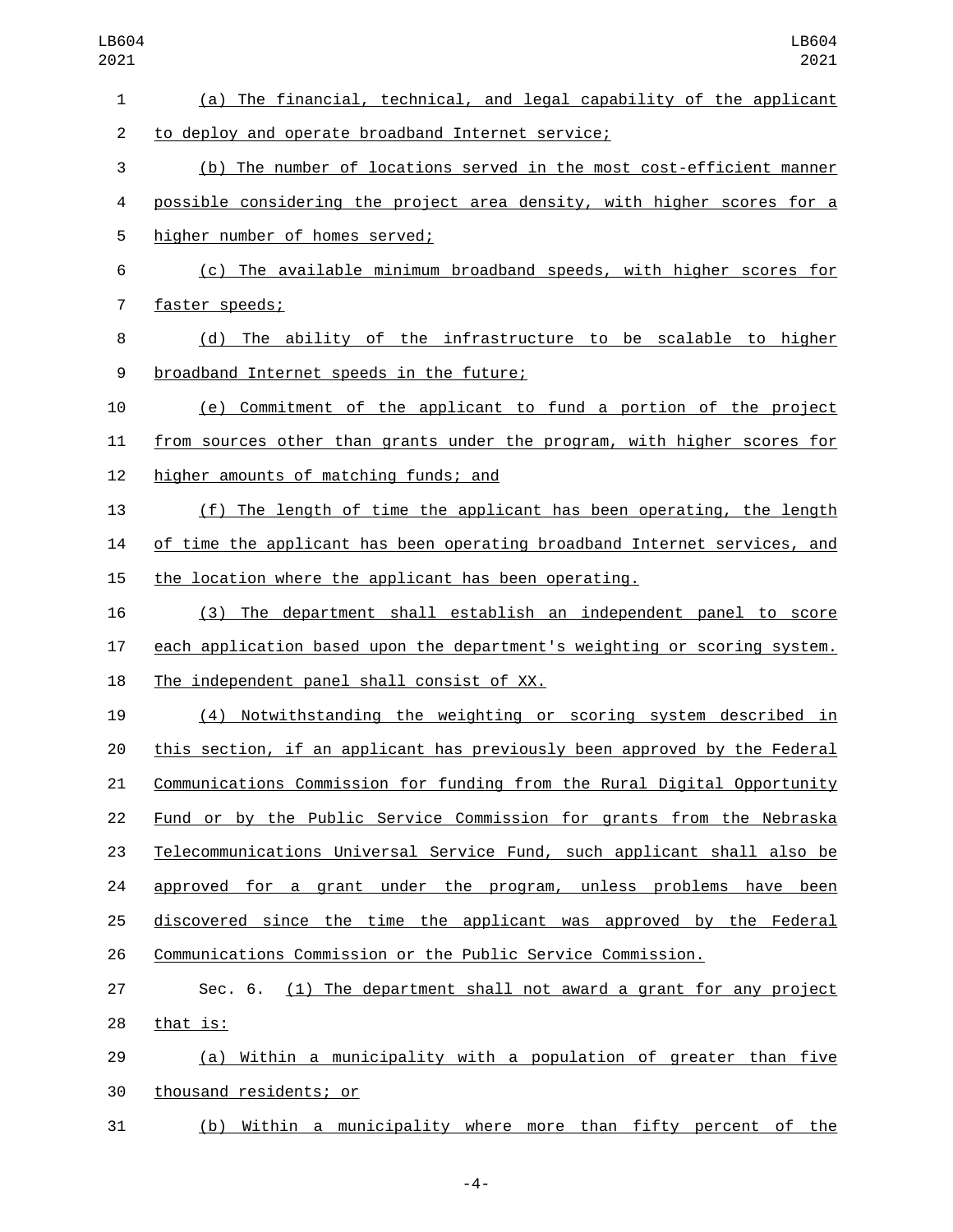(a) The financial, technical, and legal capability of the applicant to deploy and operate broadband Internet service;

(b) The number of locations served in the most cost-efficient manner possible considering the project area density, with higher scores for a higher number of homes served;

(c) The available minimum broadband speeds, with higher scores for faster speeds;

(d) The ability of the infrastructure to be scalable to higher broadband Internet speeds in the future;

(e) Commitment of the applicant to fund a portion of the project from sources other than grants under the program, with higher scores for higher amounts of matching funds; and

(f) The length of time the applicant has been operating, the length of time the applicant has been operating broadband Internet services, and the location where the applicant has been operating.

(3) The department shall establish an independent panel to score each application based upon the department's weighting or scoring system. The independent panel shall consist of XX.

(4) Notwithstanding the weighting or scoring system described in this section, if an applicant has previously been approved by the Federal Communications Commission for funding from the Rural Digital Opportunity Fund or by the Public Service Commission for grants from the Nebraska Telecommunications Universal Service Fund, such applicant shall also be approved for a grant under the program, unless problems have been discovered since the time the applicant was approved by the Federal Communications Commission or the Public Service Commission.

Sec. 6. (1) The department shall not award a grant for any project that is:

(a) Within a municipality with a population of greater than five thousand residents; or

(b) Within a municipality where more than fifty percent of the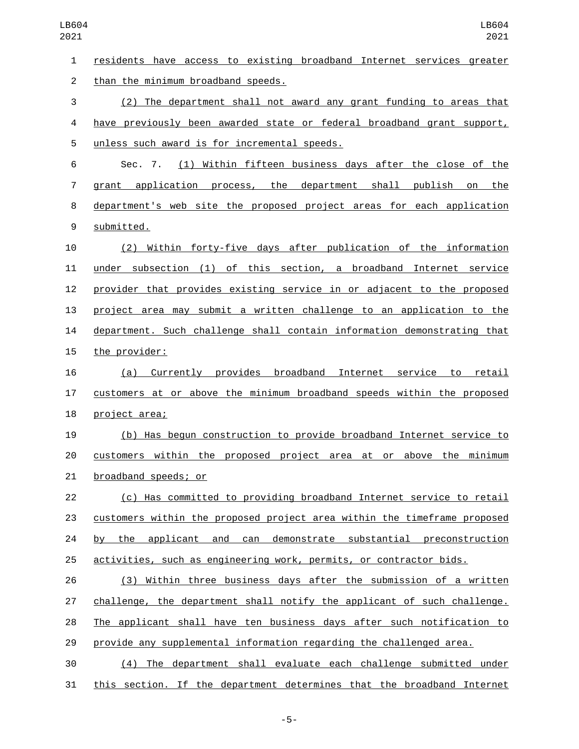residents have access to existing broadband Internet services greater than the minimum broadband speeds.

(2) The department shall not award any grant funding to areas that have previously been awarded state or federal broadband grant support, unless such award is for incremental speeds.

Sec. 7. (1) Within fifteen business days after the close of the grant application process, the department shall publish on the department's web site the proposed project areas for each application submitted.

(2) Within forty-five days after publication of the information under subsection (1) of this section, a broadband Internet service provider that provides existing service in or adjacent to the proposed project area may submit a written challenge to an application to the department. Such challenge shall contain information demonstrating that the provider:

(a) Currently provides broadband Internet service to retail customers at or above the minimum broadband speeds within the proposed project area;

(b) Has begun construction to provide broadband Internet service to customers within the proposed project area at or above the minimum broadband speeds; or

(c) Has committed to providing broadband Internet service to retail customers within the proposed project area within the timeframe proposed by the applicant and can demonstrate substantial preconstruction activities, such as engineering work, permits, or contractor bids.

(3) Within three business days after the submission of a written challenge, the department shall notify the applicant of such challenge. The applicant shall have ten business days after such notification to provide any supplemental information regarding the challenged area.

(4) The department shall evaluate each challenge submitted under this section. If the department determines that the broadband Internet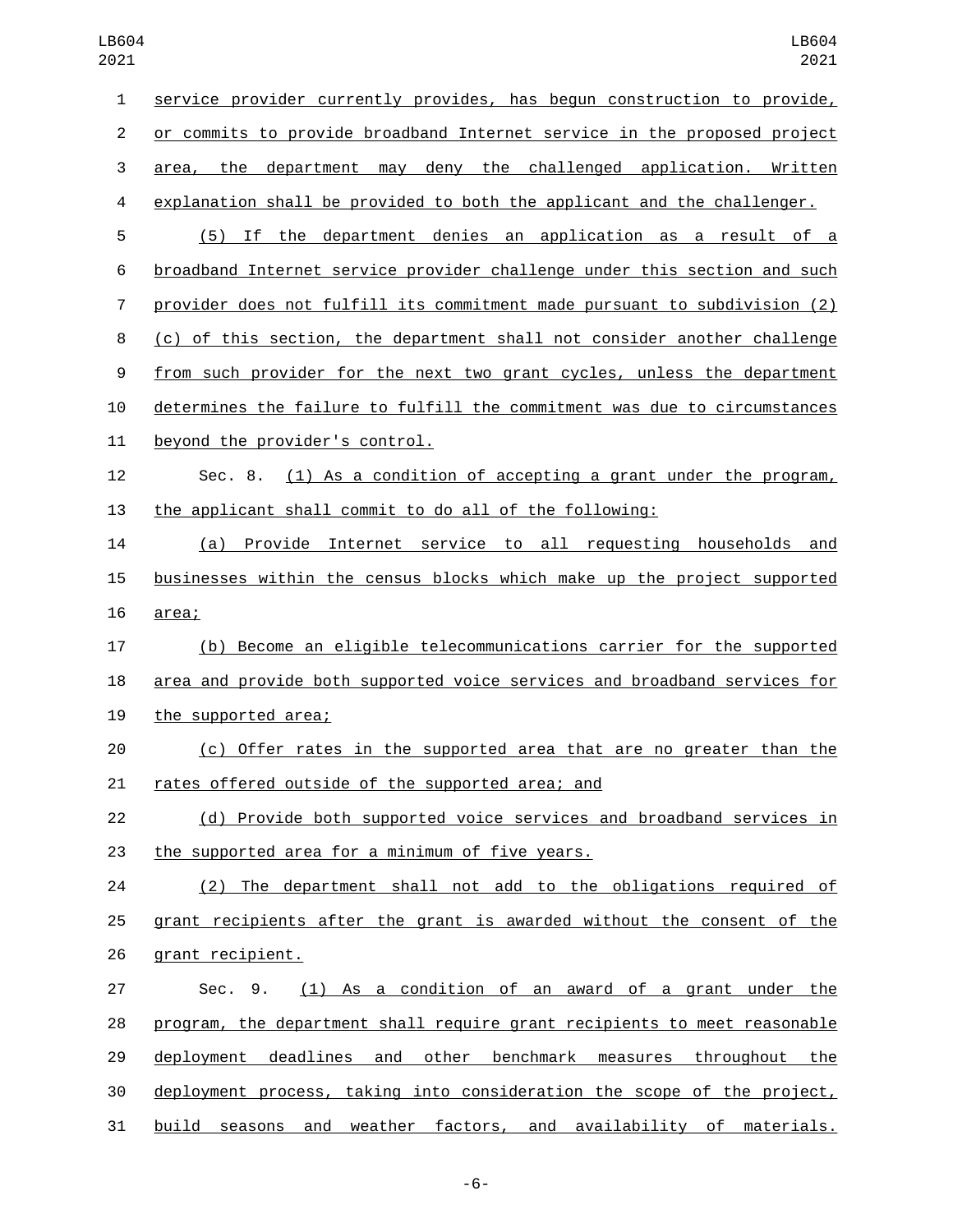service provider currently provides, has begun construction to provide, or commits to provide broadband Internet service in the proposed project area, the department may deny the challenged application. Written explanation shall be provided to both the applicant and the challenger.

(5) If the department denies an application as a result of a broadband Internet service provider challenge under this section and such provider does not fulfill its commitment made pursuant to subdivision (2)(c) of this section, the department shall not consider another challenge from such provider for the next two grant cycles, unless the department determines the failure to fulfill the commitment was due to circumstances beyond the provider's control.

Sec. 8. (1) As a condition of accepting a grant under the program, the applicant shall commit to do all of the following:

(a) Provide Internet service to all requesting households and businesses within the census blocks which make up the project supported area;

(b) Become an eligible telecommunications carrier for the supported area and provide both supported voice services and broadband services for the supported area;

(c) Offer rates in the supported area that are no greater than the rates offered outside of the supported area; and

(d) Provide both supported voice services and broadband services in the supported area for a minimum of five years.

(2) The department shall not add to the obligations required of grant recipients after the grant is awarded without the consent of the grant recipient.

Sec. 9. (1) As a condition of an award of a grant under the program, the department shall require grant recipients to meet reasonable deployment deadlines and other benchmark measures throughout the deployment process, taking into consideration the scope of the project, build seasons and weather factors, and availability of materials.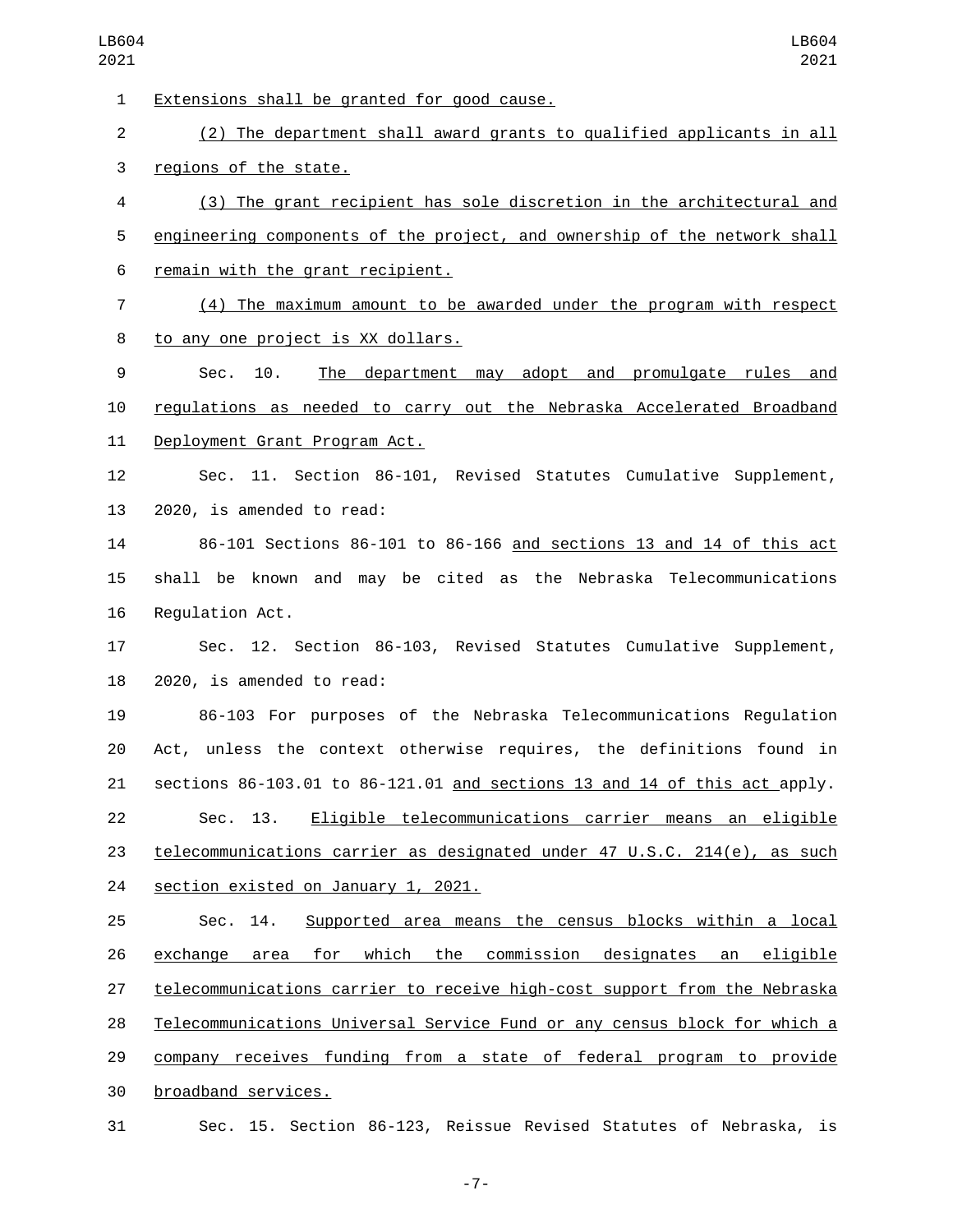Extensions shall be granted for good cause.

(2) The department shall award grants to qualified applicants in all regions of the state.

(3) The grant recipient has sole discretion in the architectural and engineering components of the project, and ownership of the network shall remain with the grant recipient.

(4) The maximum amount to be awarded under the program with respect to any one project is XX dollars.

Sec. 10. The department may adopt and promulgate rules and regulations as needed to carry out the Nebraska Accelerated Broadband Deployment Grant Program Act.

Sec. 11. Section 86-101, Revised Statutes Cumulative Supplement, 2020, is amended to read:

86-101 Sections 86-101 to 86-166 and sections 13 and 14 of this act shall be known and may be cited as the Nebraska Telecommunications Regulation Act.

Sec. 12. Section 86-103, Revised Statutes Cumulative Supplement, 2020, is amended to read:

86-103 For purposes of the Nebraska Telecommunications Regulation Act, unless the context otherwise requires, the definitions found in sections 86-103.01 to 86-121.01 and sections 13 and 14 of this act apply.

Sec. 13. Eligible telecommunications carrier means an eligible telecommunications carrier as designated under 47 U.S.C. 214(e), as such section existed on January 1, 2021.

Sec. 14. Supported area means the census blocks within a local exchange area for which the commission designates an eligible telecommunications carrier to receive high-cost support from the Nebraska Telecommunications Universal Service Fund or any census block for which a company receives funding from a state of federal program to provide broadband services.

Sec. 15. Section 86-123, Reissue Revised Statutes of Nebraska, is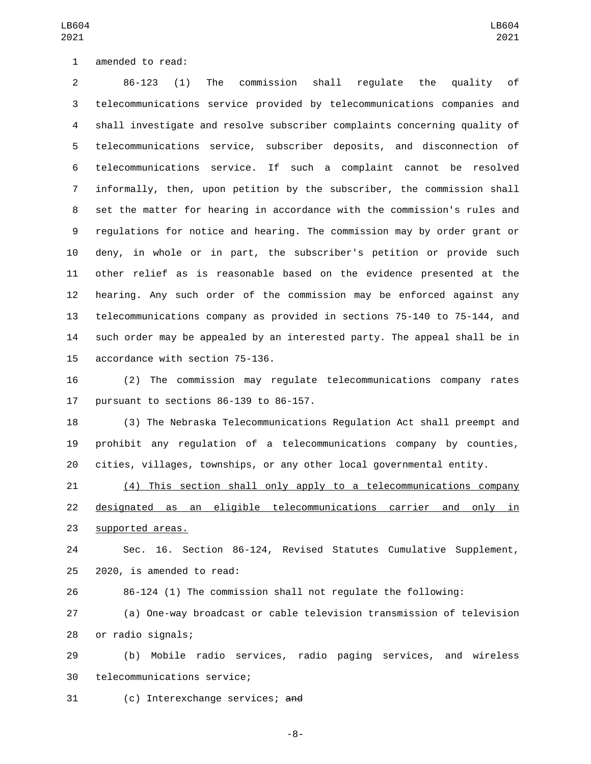amended to read:

86-123 (1) The commission shall regulate the quality of telecommunications service provided by telecommunications companies and shall investigate and resolve subscriber complaints concerning quality of telecommunications service, subscriber deposits, and disconnection of telecommunications service. If such a complaint cannot be resolved informally, then, upon petition by the subscriber, the commission shall set the matter for hearing in accordance with the commission's rules and regulations for notice and hearing. The commission may by order grant or deny, in whole or in part, the subscriber's petition or provide such other relief as is reasonable based on the evidence presented at the hearing. Any such order of the commission may be enforced against any telecommunications company as provided in sections 75-140 to 75-144, and such order may be appealed by an interested party. The appeal shall be in accordance with section 75-136.

(2) The commission may regulate telecommunications company rates pursuant to sections 86-139 to 86-157.

(3) The Nebraska Telecommunications Regulation Act shall preempt and prohibit any regulation of a telecommunications company by counties, cities, villages, townships, or any other local governmental entity.

<u>(4) This section shall only apply to a telecommunications company designated as an eligible telecommunications carrier and only in supported areas.</u>

Sec. 16. Section 86-124, Revised Statutes Cumulative Supplement, 2020, is amended to read:

86-124 (1) The commission shall not regulate the following:

(a) One-way broadcast or cable television transmission of television or radio signals;

(b) Mobile radio services, radio paging services, and wireless telecommunications service;

(c) Interexchange services; ~~and~~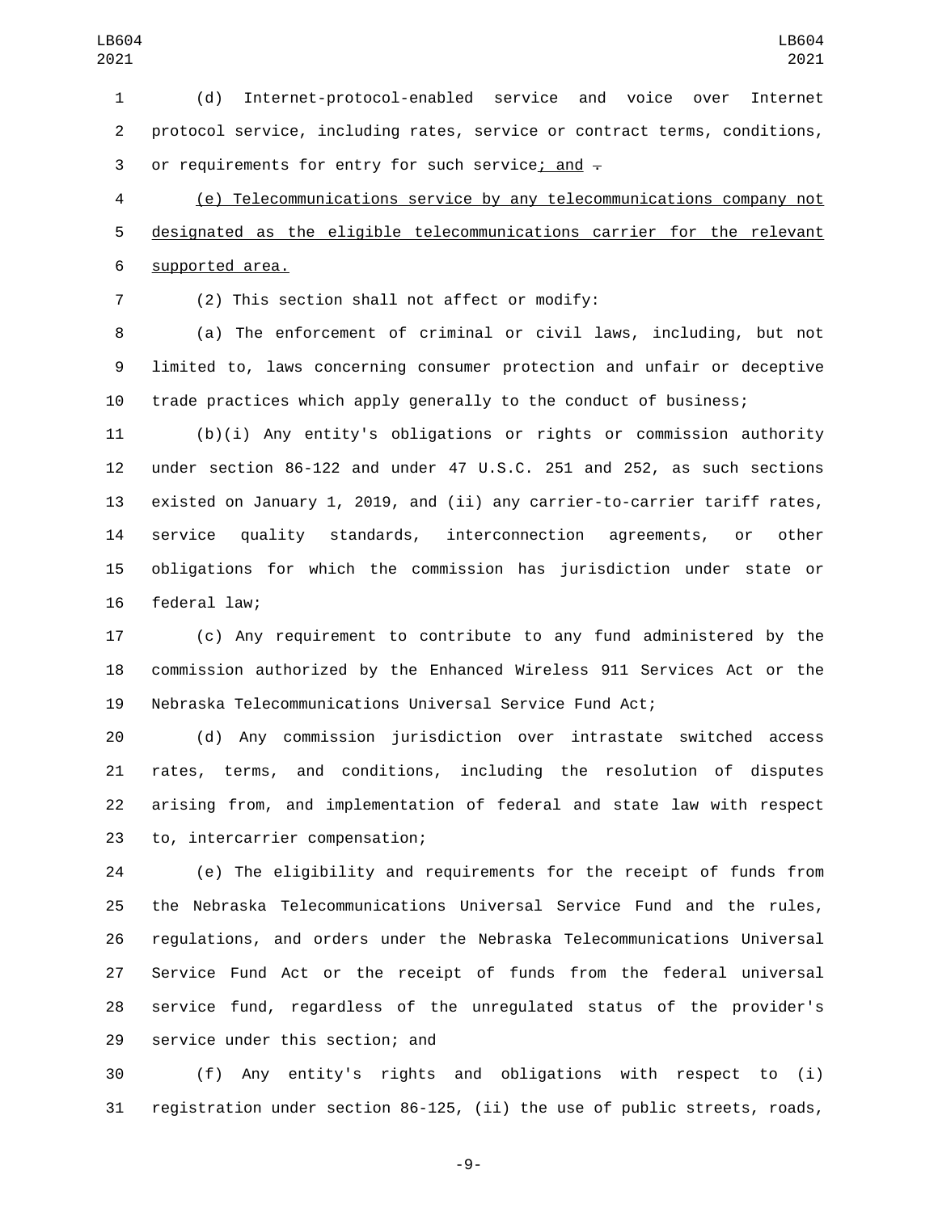(d) Internet-protocol-enabled service and voice over Internet protocol service, including rates, service or contract terms, conditions, or requirements for entry for such service; and .

(e) Telecommunications service by any telecommunications company not designated as the eligible telecommunications carrier for the relevant supported area.

(2) This section shall not affect or modify:

(a) The enforcement of criminal or civil laws, including, but not limited to, laws concerning consumer protection and unfair or deceptive trade practices which apply generally to the conduct of business;

(b)(i) Any entity's obligations or rights or commission authority under section 86-122 and under 47 U.S.C. 251 and 252, as such sections existed on January 1, 2019, and (ii) any carrier-to-carrier tariff rates, service quality standards, interconnection agreements, or other obligations for which the commission has jurisdiction under state or federal law;

(c) Any requirement to contribute to any fund administered by the commission authorized by the Enhanced Wireless 911 Services Act or the Nebraska Telecommunications Universal Service Fund Act;

(d) Any commission jurisdiction over intrastate switched access rates, terms, and conditions, including the resolution of disputes arising from, and implementation of federal and state law with respect to, intercarrier compensation;

(e) The eligibility and requirements for the receipt of funds from the Nebraska Telecommunications Universal Service Fund and the rules, regulations, and orders under the Nebraska Telecommunications Universal Service Fund Act or the receipt of funds from the federal universal service fund, regardless of the unregulated status of the provider's service under this section; and

(f) Any entity's rights and obligations with respect to (i) registration under section 86-125, (ii) the use of public streets, roads,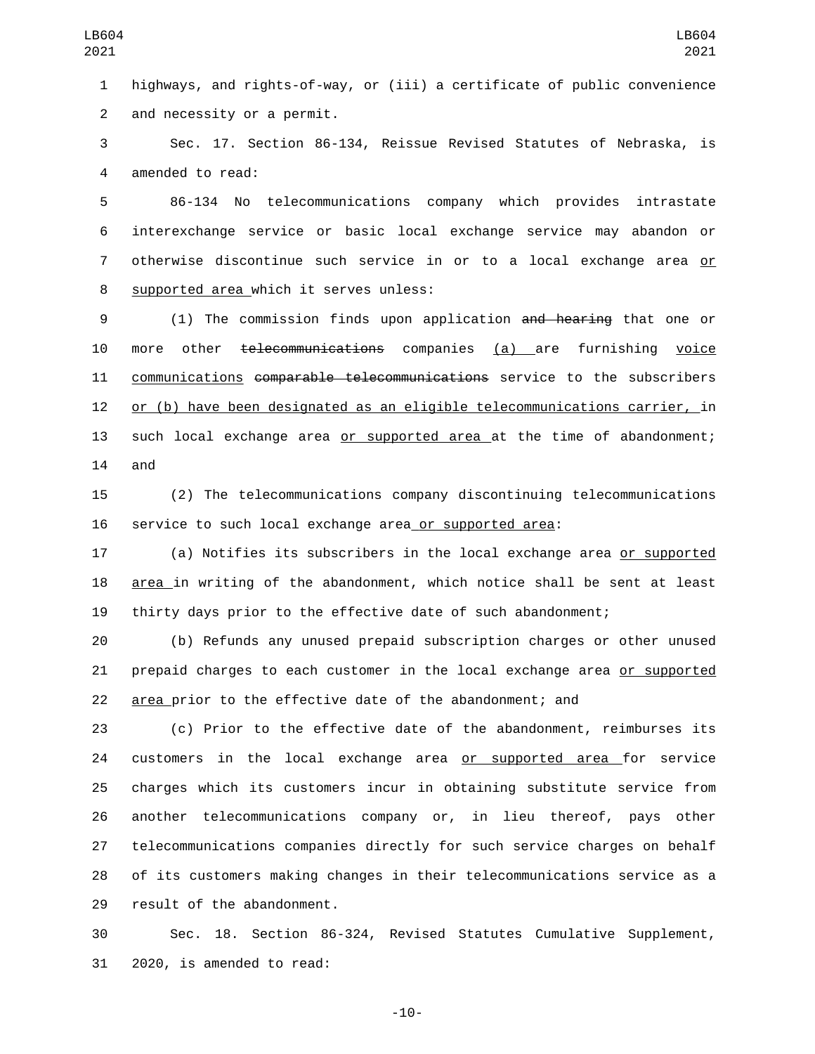highways, and rights-of-way, or (iii) a certificate of public convenience and necessity or a permit.

Sec. 17. Section 86-134, Reissue Revised Statutes of Nebraska, is amended to read:

86-134 No telecommunications company which provides intrastate interexchange service or basic local exchange service may abandon or otherwise discontinue such service in or to a local exchange area or supported area which it serves unless:

(1) The commission finds upon application ~~and hearing~~ that one or more other ~~telecommunications~~ companies (a) are furnishing voice communications ~~comparable telecommunications~~ service to the subscribers or (b) have been designated as an eligible telecommunications carrier, in such local exchange area or supported area at the time of abandonment; and

(2) The telecommunications company discontinuing telecommunications service to such local exchange area or supported area:

(a) Notifies its subscribers in the local exchange area or supported area in writing of the abandonment, which notice shall be sent at least thirty days prior to the effective date of such abandonment;

(b) Refunds any unused prepaid subscription charges or other unused prepaid charges to each customer in the local exchange area or supported area prior to the effective date of the abandonment; and

(c) Prior to the effective date of the abandonment, reimburses its customers in the local exchange area or supported area for service charges which its customers incur in obtaining substitute service from another telecommunications company or, in lieu thereof, pays other telecommunications companies directly for such service charges on behalf of its customers making changes in their telecommunications service as a result of the abandonment.

Sec. 18. Section 86-324, Revised Statutes Cumulative Supplement, 2020, is amended to read: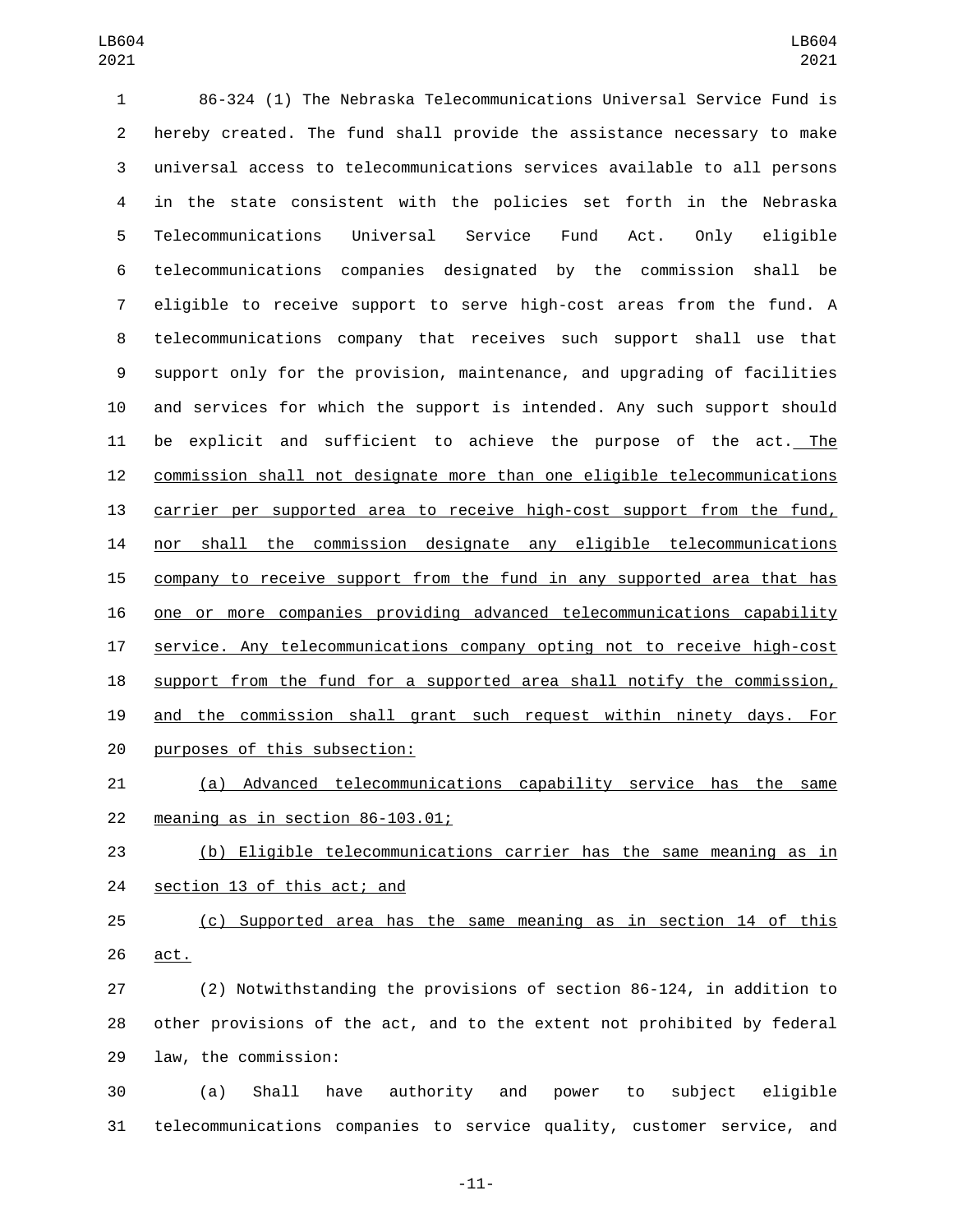86-324 (1) The Nebraska Telecommunications Universal Service Fund is hereby created. The fund shall provide the assistance necessary to make universal access to telecommunications services available to all persons in the state consistent with the policies set forth in the Nebraska Telecommunications Universal Service Fund Act. Only eligible telecommunications companies designated by the commission shall be eligible to receive support to serve high-cost areas from the fund. A telecommunications company that receives such support shall use that support only for the provision, maintenance, and upgrading of facilities and services for which the support is intended. Any such support should be explicit and sufficient to achieve the purpose of the act. The commission shall not designate more than one eligible telecommunications carrier per supported area to receive high-cost support from the fund, nor shall the commission designate any eligible telecommunications company to receive support from the fund in any supported area that has one or more companies providing advanced telecommunications capability service. Any telecommunications company opting not to receive high-cost support from the fund for a supported area shall notify the commission, and the commission shall grant such request within ninety days. For purposes of this subsection:

(a) Advanced telecommunications capability service has the same meaning as in section 86-103.01;

(b) Eligible telecommunications carrier has the same meaning as in section 13 of this act; and

(c) Supported area has the same meaning as in section 14 of this act.

(2) Notwithstanding the provisions of section 86-124, in addition to other provisions of the act, and to the extent not prohibited by federal law, the commission:

(a) Shall have authority and power to subject eligible telecommunications companies to service quality, customer service, and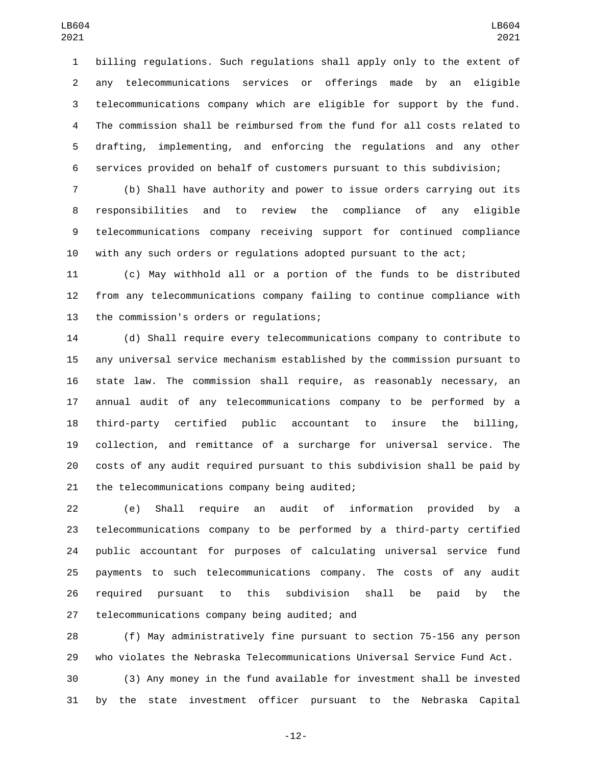billing regulations. Such regulations shall apply only to the extent of any telecommunications services or offerings made by an eligible telecommunications company which are eligible for support by the fund. The commission shall be reimbursed from the fund for all costs related to drafting, implementing, and enforcing the regulations and any other services provided on behalf of customers pursuant to this subdivision;

(b) Shall have authority and power to issue orders carrying out its responsibilities and to review the compliance of any eligible telecommunications company receiving support for continued compliance with any such orders or regulations adopted pursuant to the act;

(c) May withhold all or a portion of the funds to be distributed from any telecommunications company failing to continue compliance with the commission's orders or regulations;

(d) Shall require every telecommunications company to contribute to any universal service mechanism established by the commission pursuant to state law. The commission shall require, as reasonably necessary, an annual audit of any telecommunications company to be performed by a third-party certified public accountant to insure the billing, collection, and remittance of a surcharge for universal service. The costs of any audit required pursuant to this subdivision shall be paid by the telecommunications company being audited;

(e) Shall require an audit of information provided by a telecommunications company to be performed by a third-party certified public accountant for purposes of calculating universal service fund payments to such telecommunications company. The costs of any audit required pursuant to this subdivision shall be paid by the telecommunications company being audited; and

(f) May administratively fine pursuant to section 75-156 any person who violates the Nebraska Telecommunications Universal Service Fund Act.

(3) Any money in the fund available for investment shall be invested by the state investment officer pursuant to the Nebraska Capital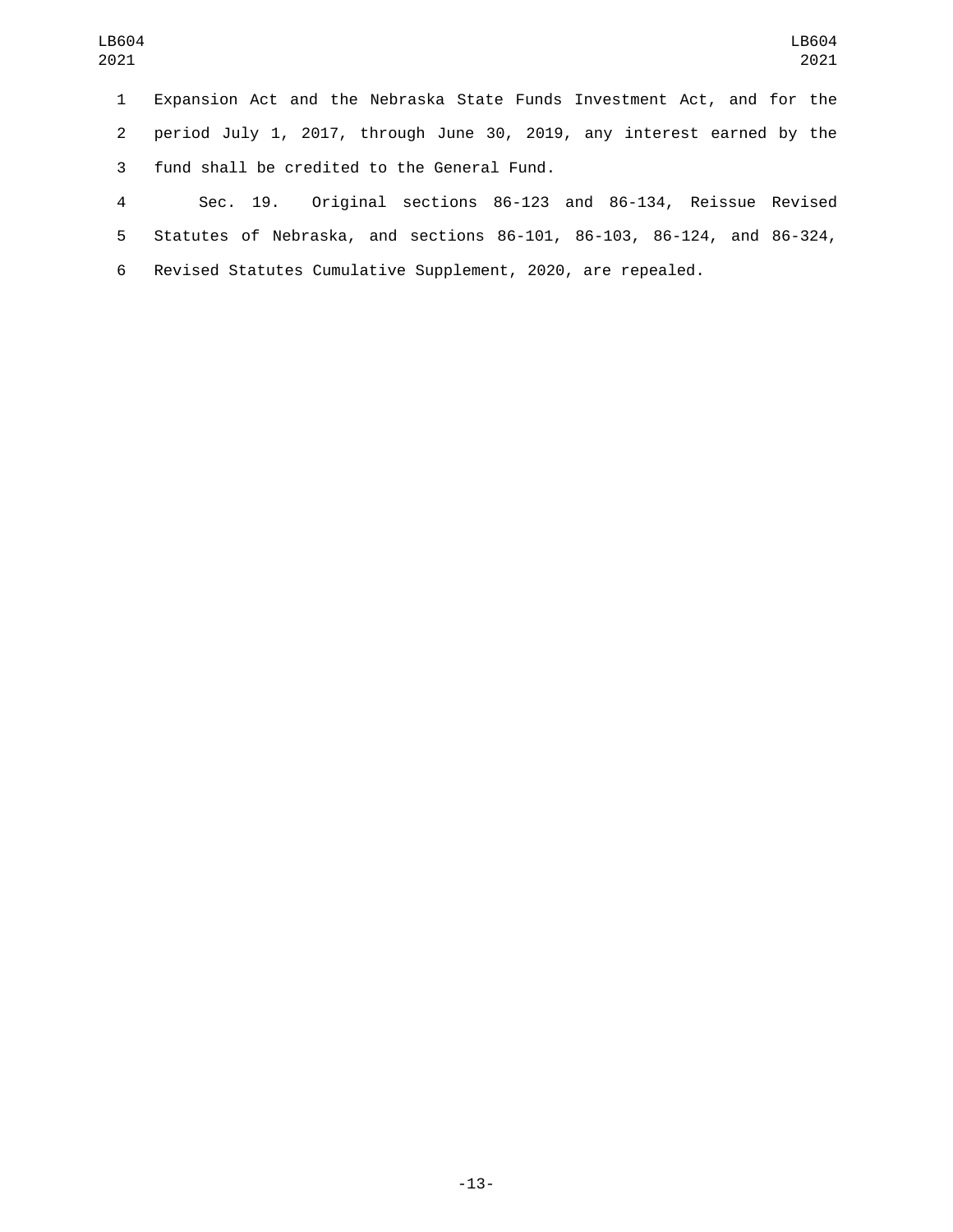Expansion Act and the Nebraska State Funds Investment Act, and for the period July 1, 2017, through June 30, 2019, any interest earned by the fund shall be credited to the General Fund.

Sec. 19. Original sections 86-123 and 86-134, Reissue Revised Statutes of Nebraska, and sections 86-101, 86-103, 86-124, and 86-324, Revised Statutes Cumulative Supplement, 2020, are repealed.